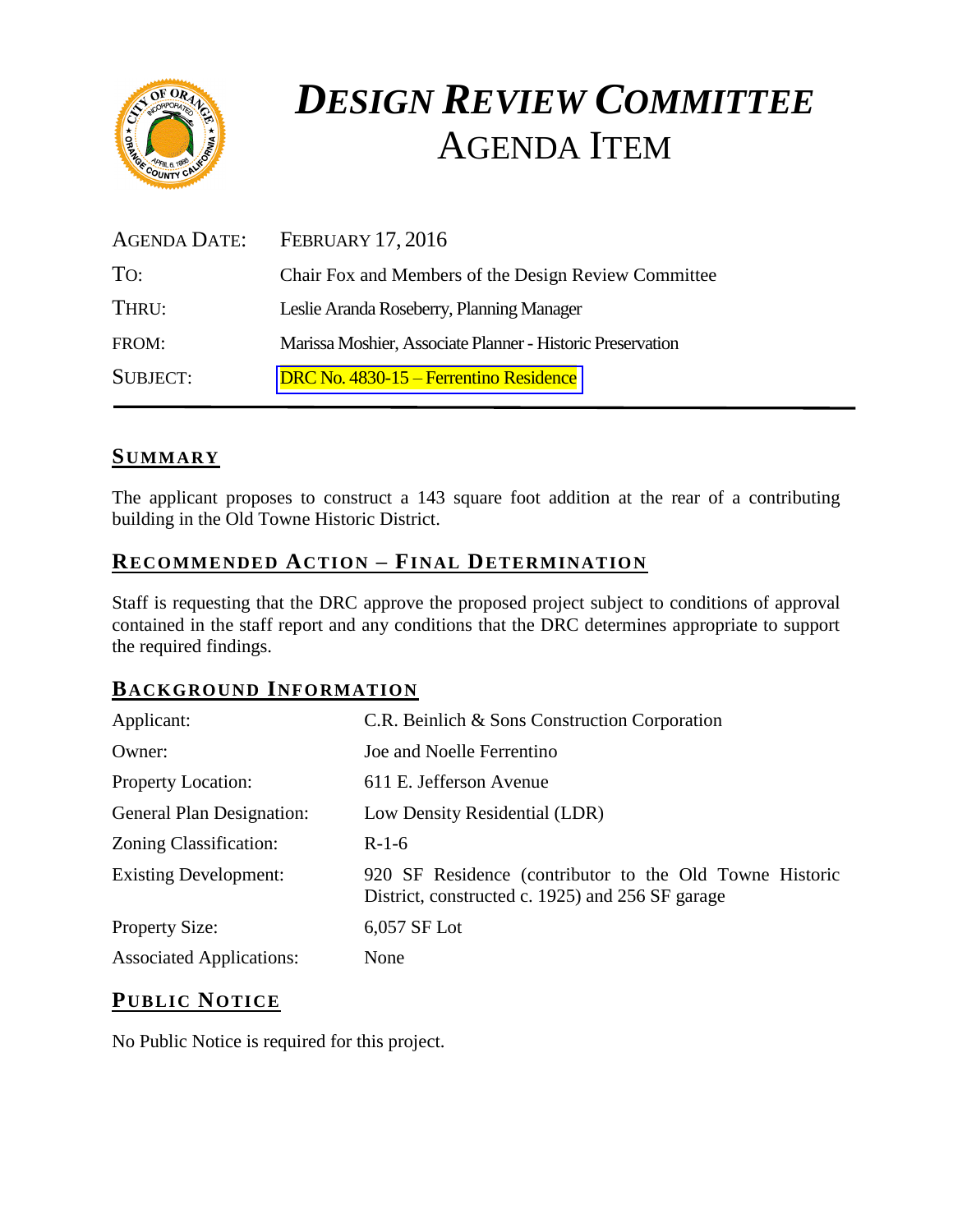# *DESIGN REVIEW COMMITTEE*
# AGENDA ITEM

| | |
|---|---|
| AGENDA DATE: | FEBRUARY 17, 2016 |
| TO: | Chair Fox and Members of the Design Review Committee |
| THRU: | Leslie Aranda Roseberry, Planning Manager |
| FROM: | Marissa Moshier, Associate Planner - Historic Preservation |
| SUBJECT: | DRC No. 4830-15 – Ferrentino Residence |

## SUMMARY

The applicant proposes to construct a 143 square foot addition at the rear of a contributing building in the Old Towne Historic District.

## RECOMMENDED ACTION – FINAL DETERMINATION

Staff is requesting that the DRC approve the proposed project subject to conditions of approval contained in the staff report and any conditions that the DRC determines appropriate to support the required findings.

## BACKGROUND INFORMATION

| | |
|---|---|
| Applicant: | C.R. Beinlich & Sons Construction Corporation |
| Owner: | Joe and Noelle Ferrentino |
| Property Location: | 611 E. Jefferson Avenue |
| General Plan Designation: | Low Density Residential (LDR) |
| Zoning Classification: | R-1-6 |
| Existing Development: | 920 SF Residence (contributor to the Old Towne Historic District, constructed c. 1925) and 256 SF garage |
| Property Size: | 6,057 SF Lot |
| Associated Applications: | None |

## PUBLIC NOTICE

No Public Notice is required for this project.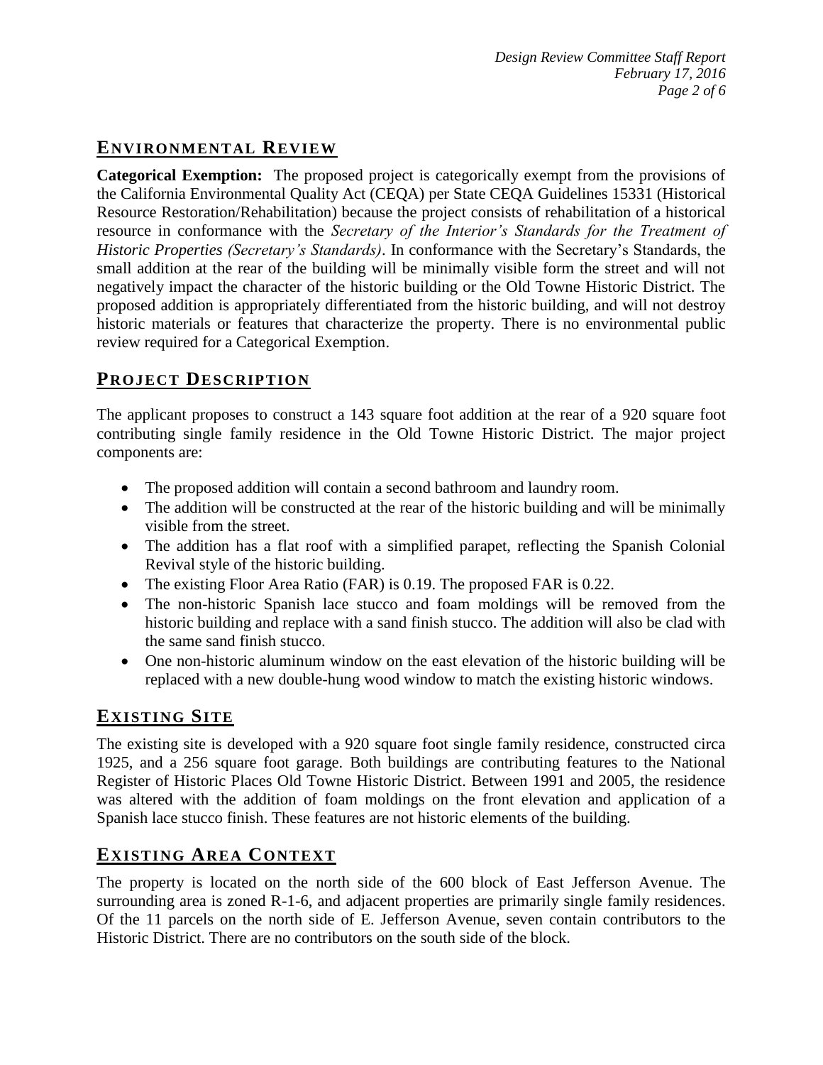## ENVIRONMENTAL REVIEW

**Categorical Exemption:** The proposed project is categorically exempt from the provisions of the California Environmental Quality Act (CEQA) per State CEQA Guidelines 15331 (Historical Resource Restoration/Rehabilitation) because the project consists of rehabilitation of a historical resource in conformance with the *Secretary of the Interior's Standards for the Treatment of Historic Properties (Secretary's Standards)*. In conformance with the Secretary's Standards, the small addition at the rear of the building will be minimally visible form the street and will not negatively impact the character of the historic building or the Old Towne Historic District. The proposed addition is appropriately differentiated from the historic building, and will not destroy historic materials or features that characterize the property. There is no environmental public review required for a Categorical Exemption.

## PROJECT DESCRIPTION

The applicant proposes to construct a 143 square foot addition at the rear of a 920 square foot contributing single family residence in the Old Towne Historic District. The major project components are:

- The proposed addition will contain a second bathroom and laundry room.
- The addition will be constructed at the rear of the historic building and will be minimally visible from the street.
- The addition has a flat roof with a simplified parapet, reflecting the Spanish Colonial Revival style of the historic building.
- The existing Floor Area Ratio (FAR) is 0.19. The proposed FAR is 0.22.
- The non-historic Spanish lace stucco and foam moldings will be removed from the historic building and replace with a sand finish stucco. The addition will also be clad with the same sand finish stucco.
- One non-historic aluminum window on the east elevation of the historic building will be replaced with a new double-hung wood window to match the existing historic windows.

## EXISTING SITE

The existing site is developed with a 920 square foot single family residence, constructed circa 1925, and a 256 square foot garage. Both buildings are contributing features to the National Register of Historic Places Old Towne Historic District. Between 1991 and 2005, the residence was altered with the addition of foam moldings on the front elevation and application of a Spanish lace stucco finish. These features are not historic elements of the building.

## EXISTING AREA CONTEXT

The property is located on the north side of the 600 block of East Jefferson Avenue. The surrounding area is zoned R-1-6, and adjacent properties are primarily single family residences. Of the 11 parcels on the north side of E. Jefferson Avenue, seven contain contributors to the Historic District. There are no contributors on the south side of the block.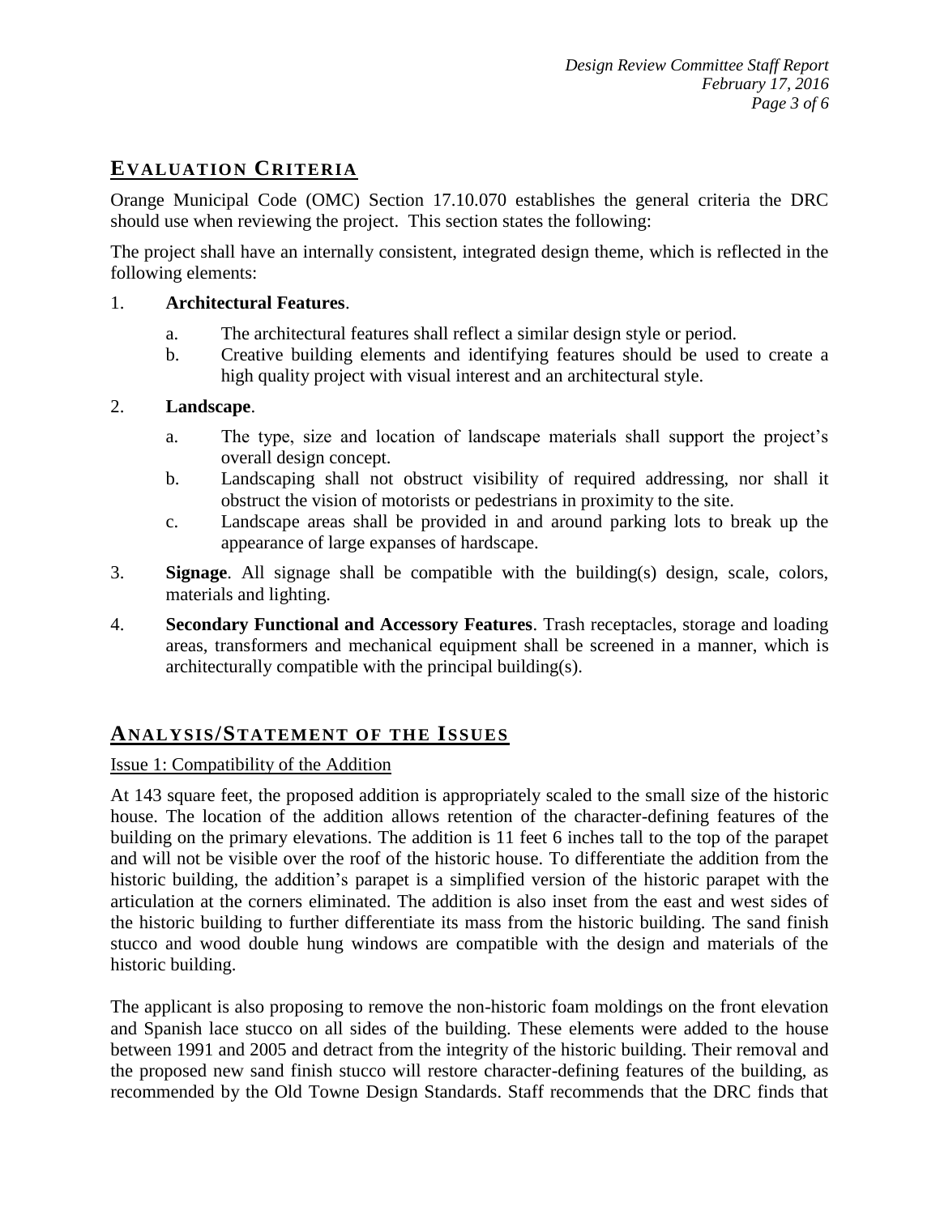## EVALUATION CRITERIA

Orange Municipal Code (OMC) Section 17.10.070 establishes the general criteria the DRC should use when reviewing the project. This section states the following:

The project shall have an internally consistent, integrated design theme, which is reflected in the following elements:

1. **Architectural Features**.
   a. The architectural features shall reflect a similar design style or period.
   b. Creative building elements and identifying features should be used to create a high quality project with visual interest and an architectural style.

2. **Landscape**.
   a. The type, size and location of landscape materials shall support the project's overall design concept.
   b. Landscaping shall not obstruct visibility of required addressing, nor shall it obstruct the vision of motorists or pedestrians in proximity to the site.
   c. Landscape areas shall be provided in and around parking lots to break up the appearance of large expanses of hardscape.

3. **Signage**. All signage shall be compatible with the building(s) design, scale, colors, materials and lighting.

4. **Secondary Functional and Accessory Features**. Trash receptacles, storage and loading areas, transformers and mechanical equipment shall be screened in a manner, which is architecturally compatible with the principal building(s).

## ANALYSIS/STATEMENT OF THE ISSUES

Issue 1: Compatibility of the Addition

At 143 square feet, the proposed addition is appropriately scaled to the small size of the historic house. The location of the addition allows retention of the character-defining features of the building on the primary elevations. The addition is 11 feet 6 inches tall to the top of the parapet and will not be visible over the roof of the historic house. To differentiate the addition from the historic building, the addition's parapet is a simplified version of the historic parapet with the articulation at the corners eliminated. The addition is also inset from the east and west sides of the historic building to further differentiate its mass from the historic building. The sand finish stucco and wood double hung windows are compatible with the design and materials of the historic building.

The applicant is also proposing to remove the non-historic foam moldings on the front elevation and Spanish lace stucco on all sides of the building. These elements were added to the house between 1991 and 2005 and detract from the integrity of the historic building. Their removal and the proposed new sand finish stucco will restore character-defining features of the building, as recommended by the Old Towne Design Standards. Staff recommends that the DRC finds that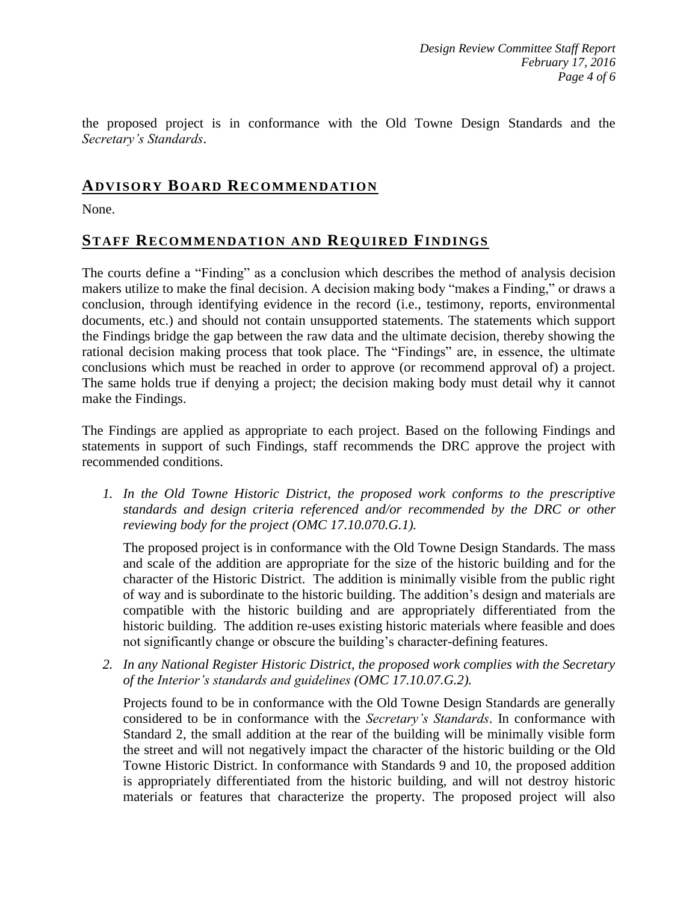the proposed project is in conformance with the Old Towne Design Standards and the *Secretary's Standards*.

## ADVISORY BOARD RECOMMENDATION

None.

## STAFF RECOMMENDATION AND REQUIRED FINDINGS

The courts define a "Finding" as a conclusion which describes the method of analysis decision makers utilize to make the final decision. A decision making body "makes a Finding," or draws a conclusion, through identifying evidence in the record (i.e., testimony, reports, environmental documents, etc.) and should not contain unsupported statements. The statements which support the Findings bridge the gap between the raw data and the ultimate decision, thereby showing the rational decision making process that took place. The "Findings" are, in essence, the ultimate conclusions which must be reached in order to approve (or recommend approval of) a project. The same holds true if denying a project; the decision making body must detail why it cannot make the Findings.

The Findings are applied as appropriate to each project. Based on the following Findings and statements in support of such Findings, staff recommends the DRC approve the project with recommended conditions.

1. *In the Old Towne Historic District, the proposed work conforms to the prescriptive standards and design criteria referenced and/or recommended by the DRC or other reviewing body for the project (OMC 17.10.070.G.1).*

   The proposed project is in conformance with the Old Towne Design Standards. The mass and scale of the addition are appropriate for the size of the historic building and for the character of the Historic District. The addition is minimally visible from the public right of way and is subordinate to the historic building. The addition's design and materials are compatible with the historic building and are appropriately differentiated from the historic building. The addition re-uses existing historic materials where feasible and does not significantly change or obscure the building's character-defining features.

2. *In any National Register Historic District, the proposed work complies with the Secretary of the Interior's standards and guidelines (OMC 17.10.07.G.2).*

   Projects found to be in conformance with the Old Towne Design Standards are generally considered to be in conformance with the *Secretary's Standards*. In conformance with Standard 2, the small addition at the rear of the building will be minimally visible form the street and will not negatively impact the character of the historic building or the Old Towne Historic District. In conformance with Standards 9 and 10, the proposed addition is appropriately differentiated from the historic building, and will not destroy historic materials or features that characterize the property. The proposed project will also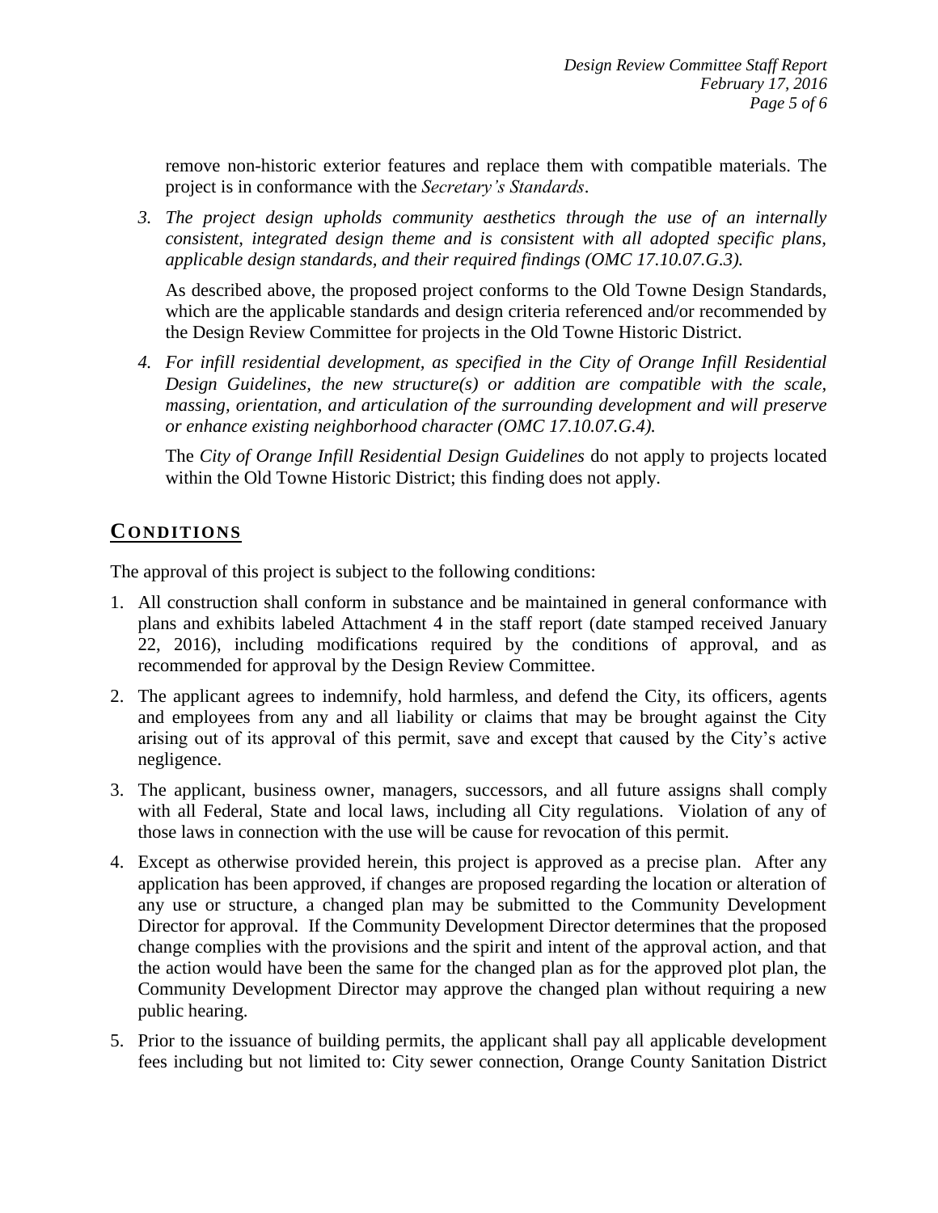remove non-historic exterior features and replace them with compatible materials. The project is in conformance with the *Secretary's Standards*.

3. *The project design upholds community aesthetics through the use of an internally consistent, integrated design theme and is consistent with all adopted specific plans, applicable design standards, and their required findings (OMC 17.10.07.G.3).*

   As described above, the proposed project conforms to the Old Towne Design Standards, which are the applicable standards and design criteria referenced and/or recommended by the Design Review Committee for projects in the Old Towne Historic District.

4. *For infill residential development, as specified in the City of Orange Infill Residential Design Guidelines, the new structure(s) or addition are compatible with the scale, massing, orientation, and articulation of the surrounding development and will preserve or enhance existing neighborhood character (OMC 17.10.07.G.4).*

   The *City of Orange Infill Residential Design Guidelines* do not apply to projects located within the Old Towne Historic District; this finding does not apply.

## CONDITIONS

The approval of this project is subject to the following conditions:

1. All construction shall conform in substance and be maintained in general conformance with plans and exhibits labeled Attachment 4 in the staff report (date stamped received January 22, 2016), including modifications required by the conditions of approval, and as recommended for approval by the Design Review Committee.
2. The applicant agrees to indemnify, hold harmless, and defend the City, its officers, agents and employees from any and all liability or claims that may be brought against the City arising out of its approval of this permit, save and except that caused by the City's active negligence.
3. The applicant, business owner, managers, successors, and all future assigns shall comply with all Federal, State and local laws, including all City regulations. Violation of any of those laws in connection with the use will be cause for revocation of this permit.
4. Except as otherwise provided herein, this project is approved as a precise plan. After any application has been approved, if changes are proposed regarding the location or alteration of any use or structure, a changed plan may be submitted to the Community Development Director for approval. If the Community Development Director determines that the proposed change complies with the provisions and the spirit and intent of the approval action, and that the action would have been the same for the changed plan as for the approved plot plan, the Community Development Director may approve the changed plan without requiring a new public hearing.
5. Prior to the issuance of building permits, the applicant shall pay all applicable development fees including but not limited to: City sewer connection, Orange County Sanitation District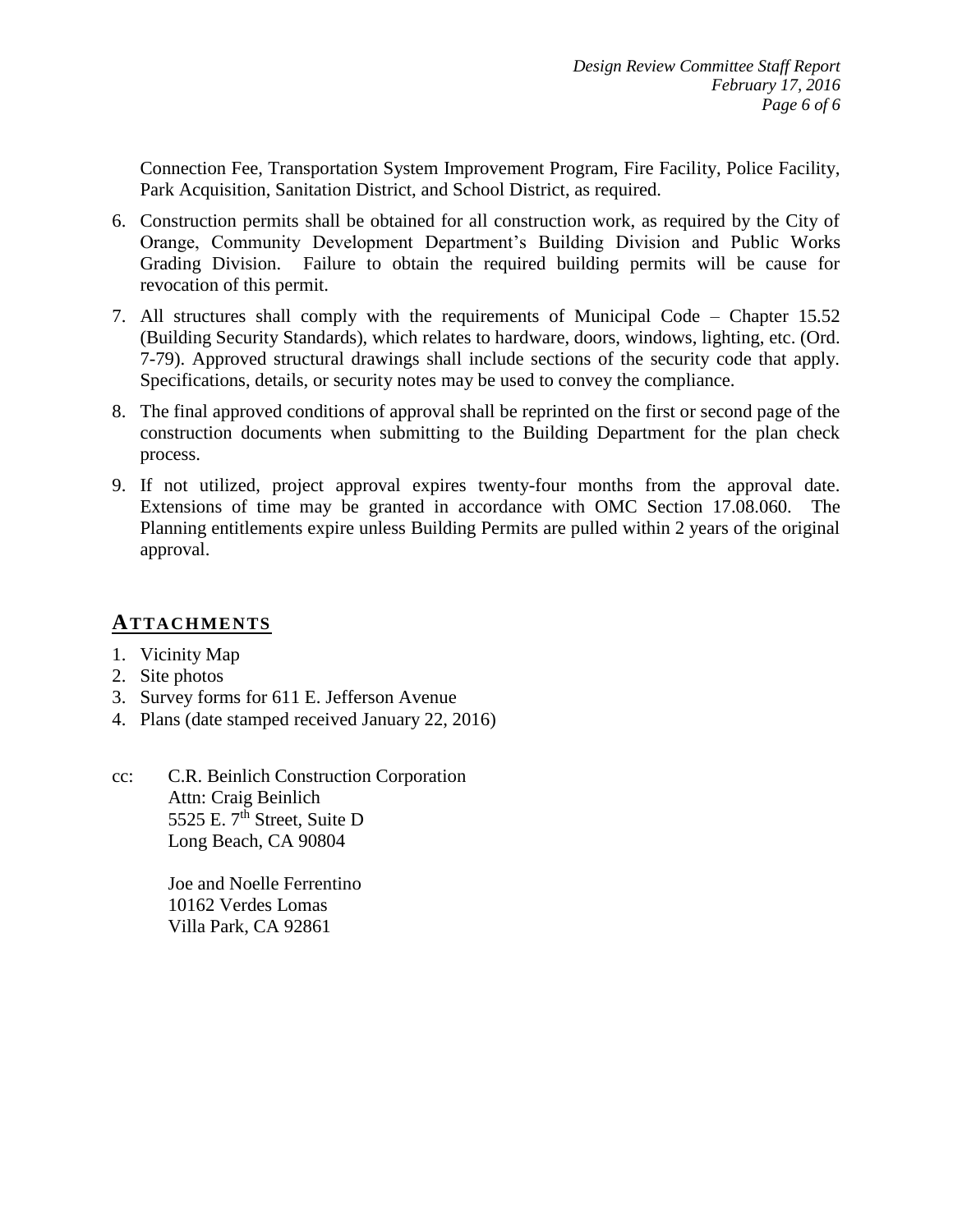Connection Fee, Transportation System Improvement Program, Fire Facility, Police Facility, Park Acquisition, Sanitation District, and School District, as required.

6. Construction permits shall be obtained for all construction work, as required by the City of Orange, Community Development Department's Building Division and Public Works Grading Division. Failure to obtain the required building permits will be cause for revocation of this permit.
7. All structures shall comply with the requirements of Municipal Code – Chapter 15.52 (Building Security Standards), which relates to hardware, doors, windows, lighting, etc. (Ord. 7-79). Approved structural drawings shall include sections of the security code that apply. Specifications, details, or security notes may be used to convey the compliance.
8. The final approved conditions of approval shall be reprinted on the first or second page of the construction documents when submitting to the Building Department for the plan check process.
9. If not utilized, project approval expires twenty-four months from the approval date. Extensions of time may be granted in accordance with OMC Section 17.08.060. The Planning entitlements expire unless Building Permits are pulled within 2 years of the original approval.

## ATTACHMENTS

1. Vicinity Map
2. Site photos
3. Survey forms for 611 E. Jefferson Avenue
4. Plans (date stamped received January 22, 2016)

cc: C.R. Beinlich Construction Corporation
Attn: Craig Beinlich
5525 E. 7th Street, Suite D
Long Beach, CA 90804

Joe and Noelle Ferrentino
10162 Verdes Lomas
Villa Park, CA 92861